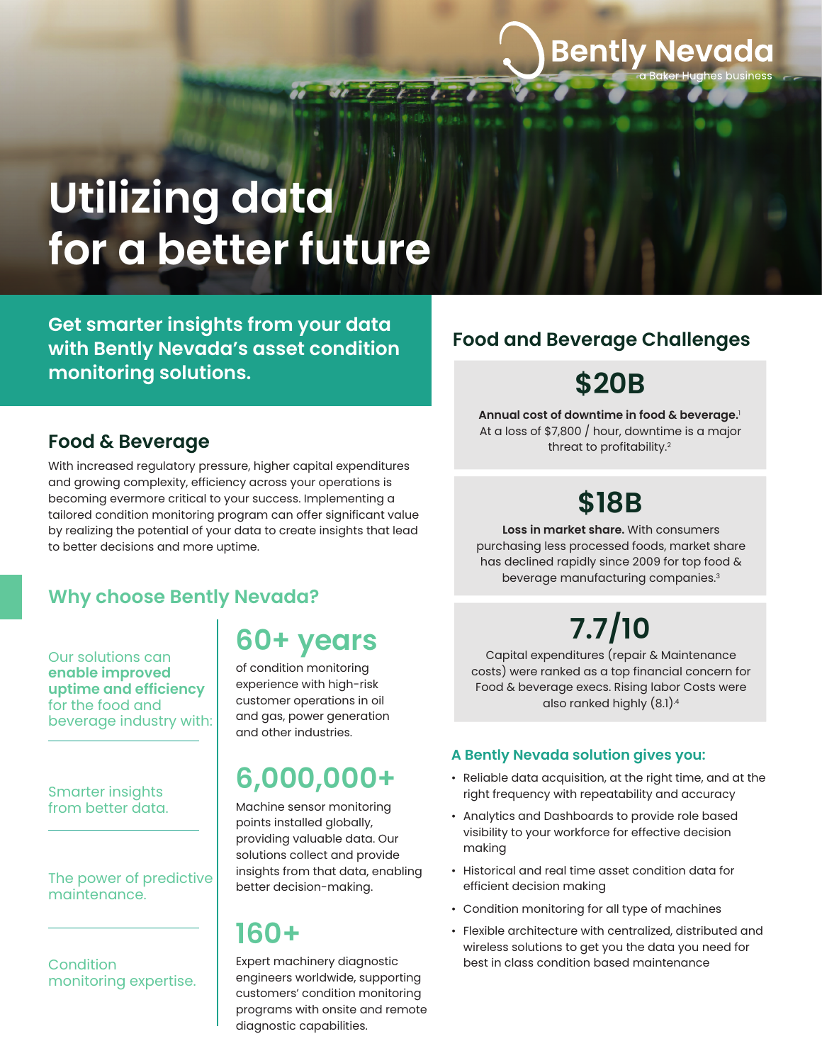Bently Nevada
a Baker Hughes business

# Utilizing data for a better future

**Get smarter insights from your data with Bently Nevada's asset condition monitoring solutions.**

## Food & Beverage

With increased regulatory pressure, higher capital expenditures and growing complexity, efficiency across your operations is becoming evermore critical to your success. Implementing a tailored condition monitoring program can offer significant value by realizing the potential of your data to create insights that lead to better decisions and more uptime.

## Why choose Bently Nevada?

Our solutions can **enable improved uptime and efficiency** for the food and beverage industry with:

Smarter insights from better data.

The power of predictive maintenance.

Condition monitoring expertise.

### 60+ years

of condition monitoring experience with high-risk customer operations in oil and gas, power generation and other industries.

### 6,000,000+

Machine sensor monitoring points installed globally, providing valuable data. Our solutions collect and provide insights from that data, enabling better decision-making.

### 160+

Expert machinery diagnostic engineers worldwide, supporting customers' condition monitoring programs with onsite and remote diagnostic capabilities.

## Food and Beverage Challenges

### $20B

**Annual cost of downtime in food & beverage.**[1] At a loss of $7,800 / hour, downtime is a major threat to profitability.[2]

### $18B

**Loss in market share.** With consumers purchasing less processed foods, market share has declined rapidly since 2009 for top food & beverage manufacturing companies.[3]

### 7.7/10

Capital expenditures (repair & Maintenance costs) were ranked as a top financial concern for Food & beverage execs. Rising labor Costs were also ranked highly (8.1).[4]

### A Bently Nevada solution gives you:

- Reliable data acquisition, at the right time, and at the right frequency with repeatability and accuracy
- Analytics and Dashboards to provide role based visibility to your workforce for effective decision making
- Historical and real time asset condition data for efficient decision making
- Condition monitoring for all type of machines
- Flexible architecture with centralized, distributed and wireless solutions to get you the data you need for best in class condition based maintenance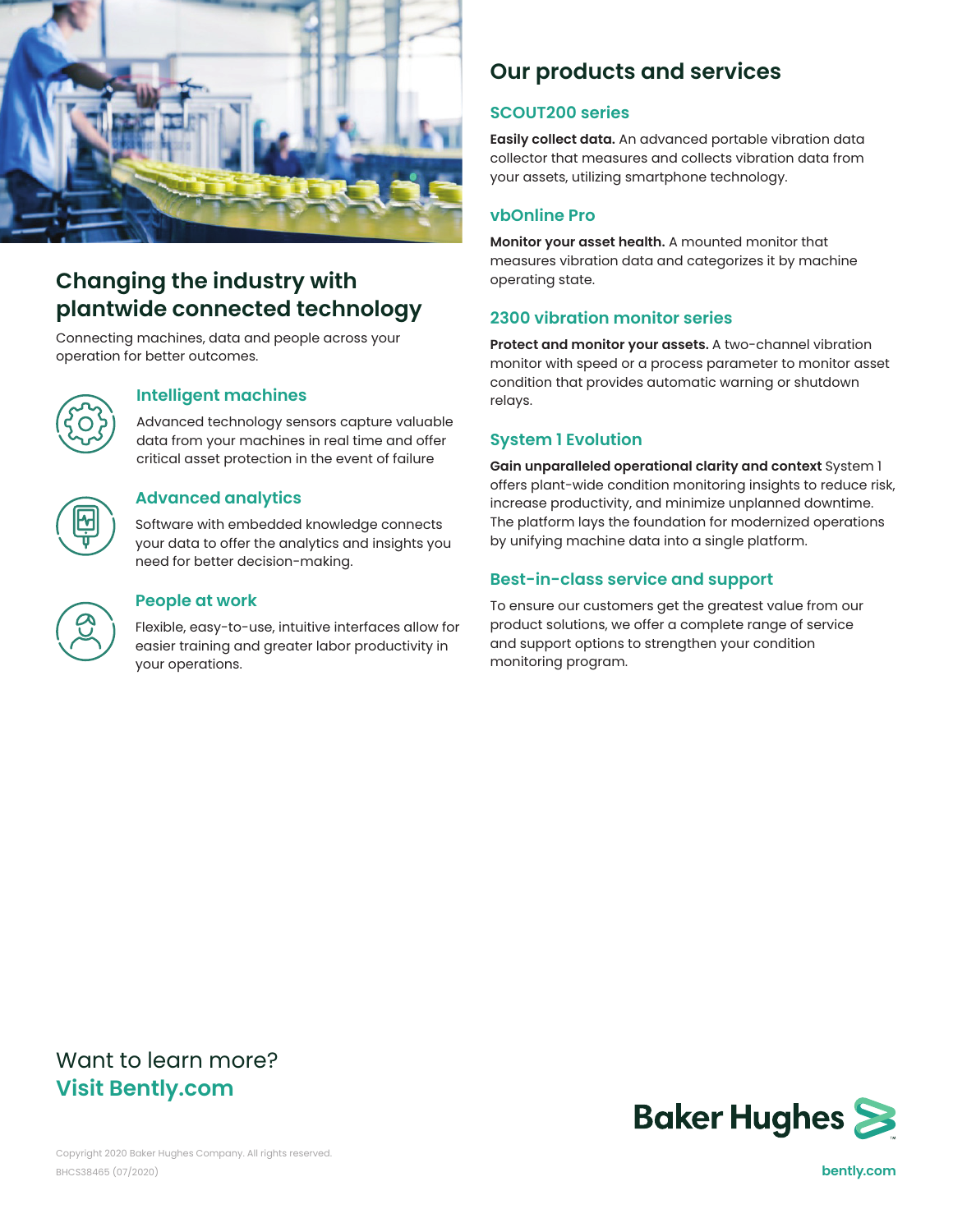## Changing the industry with plantwide connected technology

Connecting machines, data and people across your operation for better outcomes.

### Intelligent machines

Advanced technology sensors capture valuable data from your machines in real time and offer critical asset protection in the event of failure

### Advanced analytics

Software with embedded knowledge connects your data to offer the analytics and insights you need for better decision-making.

### People at work

Flexible, easy-to-use, intuitive interfaces allow for easier training and greater labor productivity in your operations.

## Our products and services

### SCOUT200 series

**Easily collect data.** An advanced portable vibration data collector that measures and collects vibration data from your assets, utilizing smartphone technology.

### vbOnline Pro

**Monitor your asset health.** A mounted monitor that measures vibration data and categorizes it by machine operating state.

### 2300 vibration monitor series

**Protect and monitor your assets.** A two-channel vibration monitor with speed or a process parameter to monitor asset condition that provides automatic warning or shutdown relays.

### System 1 Evolution

**Gain unparalleled operational clarity and context** System 1 offers plant-wide condition monitoring insights to reduce risk, increase productivity, and minimize unplanned downtime. The platform lays the foundation for modernized operations by unifying machine data into a single platform.

### Best-in-class service and support

To ensure our customers get the greatest value from our product solutions, we offer a complete range of service and support options to strengthen your condition monitoring program.

Want to learn more?
**Visit Bently.com**

Baker Hughes

Copyright 2020 Baker Hughes Company. All rights reserved.
BHCS38465 (07/2020)

bently.com